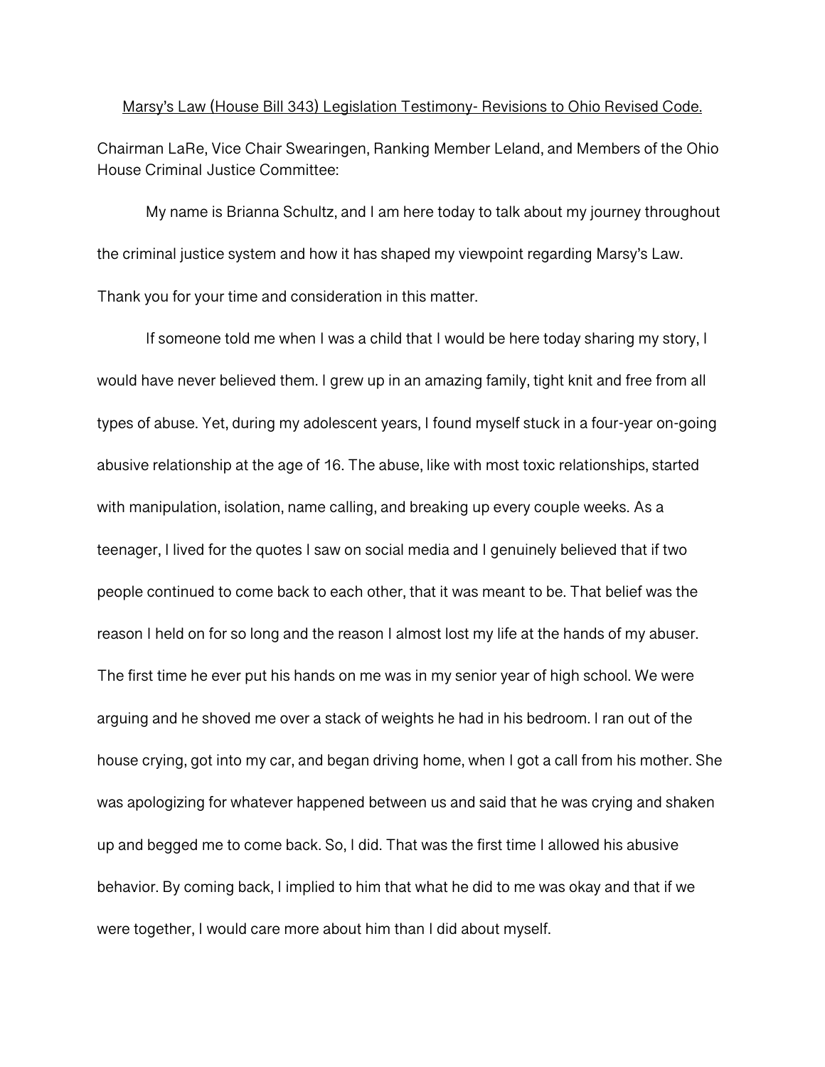Marsy's Law (House Bill 343) Legislation Testimony- Revisions to Ohio Revised Code.

Chairman LaRe, Vice Chair Swearingen, Ranking Member Leland, and Members of the Ohio House Criminal Justice Committee:

My name is Brianna Schultz, and I am here today to talk about my journey throughout the criminal justice system and how it has shaped my viewpoint regarding Marsy's Law. Thank you for your time and consideration in this matter.

If someone told me when I was a child that I would be here today sharing my story, I would have never believed them. I grew up in an amazing family, tight knit and free from all types of abuse. Yet, during my adolescent years, I found myself stuck in a four-year on-going abusive relationship at the age of 16. The abuse, like with most toxic relationships, started with manipulation, isolation, name calling, and breaking up every couple weeks. As a teenager, I lived for the quotes I saw on social media and I genuinely believed that if two people continued to come back to each other, that it was meant to be. That belief was the reason I held on for so long and the reason I almost lost my life at the hands of my abuser. The first time he ever put his hands on me was in my senior year of high school. We were arguing and he shoved me over a stack of weights he had in his bedroom. I ran out of the house crying, got into my car, and began driving home, when I got a call from his mother. She was apologizing for whatever happened between us and said that he was crying and shaken up and begged me to come back. So, I did. That was the first time I allowed his abusive behavior. By coming back, I implied to him that what he did to me was okay and that if we were together, I would care more about him than I did about myself.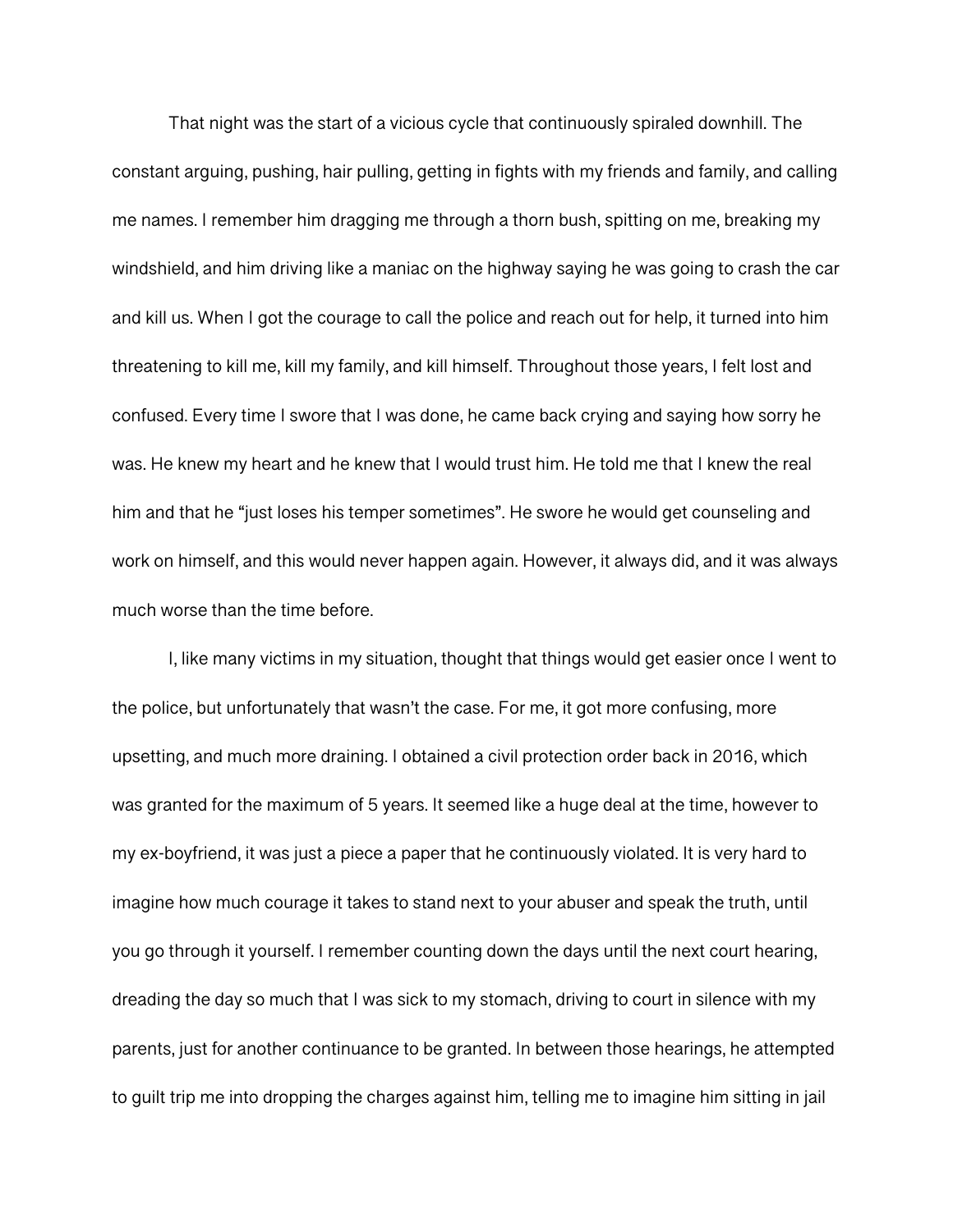That night was the start of a vicious cycle that continuously spiraled downhill. The constant arguing, pushing, hair pulling, getting in fights with my friends and family, and calling me names. I remember him dragging me through a thorn bush, spitting on me, breaking my windshield, and him driving like a maniac on the highway saying he was going to crash the car and kill us. When I got the courage to call the police and reach out for help, it turned into him threatening to kill me, kill my family, and kill himself. Throughout those years, I felt lost and confused. Every time I swore that I was done, he came back crying and saying how sorry he was. He knew my heart and he knew that I would trust him. He told me that I knew the real him and that he "just loses his temper sometimes". He swore he would get counseling and work on himself, and this would never happen again. However, it always did, and it was always much worse than the time before.

I, like many victims in my situation, thought that things would get easier once I went to the police, but unfortunately that wasn't the case. For me, it got more confusing, more upsetting, and much more draining. I obtained a civil protection order back in 2016, which was granted for the maximum of 5 years. It seemed like a huge deal at the time, however to my ex-boyfriend, it was just a piece a paper that he continuously violated. It is very hard to imagine how much courage it takes to stand next to your abuser and speak the truth, until you go through it yourself. I remember counting down the days until the next court hearing, dreading the day so much that I was sick to my stomach, driving to court in silence with my parents, just for another continuance to be granted. In between those hearings, he attempted to guilt trip me into dropping the charges against him, telling me to imagine him sitting in jail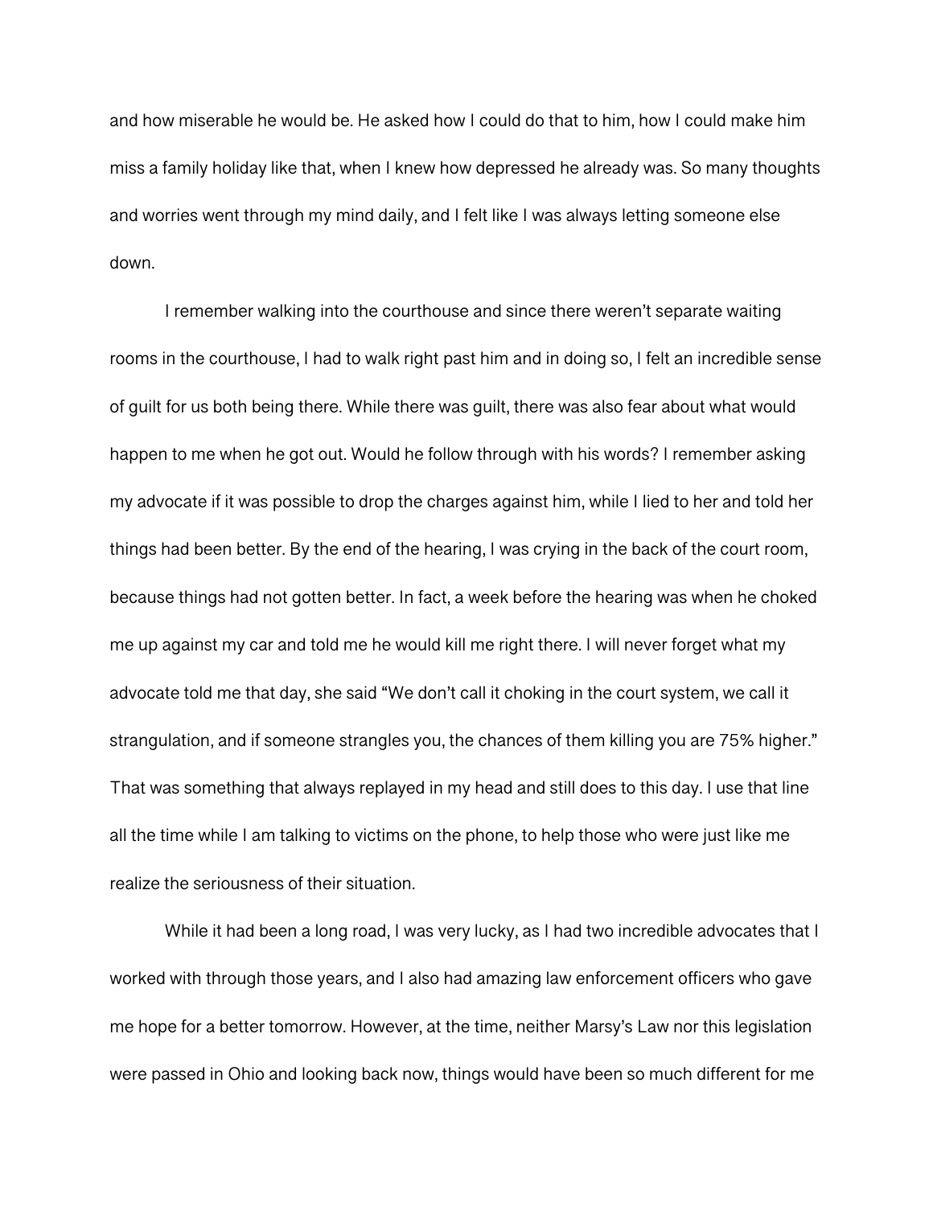and how miserable he would be. He asked how I could do that to him, how I could make him miss a family holiday like that, when I knew how depressed he already was. So many thoughts and worries went through my mind daily, and I felt like I was always letting someone else down.

I remember walking into the courthouse and since there weren't separate waiting rooms in the courthouse, I had to walk right past him and in doing so, I felt an incredible sense of guilt for us both being there. While there was guilt, there was also fear about what would happen to me when he got out. Would he follow through with his words? I remember asking my advocate if it was possible to drop the charges against him, while I lied to her and told her things had been better. By the end of the hearing, I was crying in the back of the court room, because things had not gotten better. In fact, a week before the hearing was when he choked me up against my car and told me he would kill me right there. I will never forget what my advocate told me that day, she said "We don't call it choking in the court system, we call it strangulation, and if someone strangles you, the chances of them killing you are 75% higher." That was something that always replayed in my head and still does to this day. I use that line all the time while I am talking to victims on the phone, to help those who were just like me realize the seriousness of their situation.

While it had been a long road, I was very lucky, as I had two incredible advocates that I worked with through those years, and I also had amazing law enforcement officers who gave me hope for a better tomorrow. However, at the time, neither Marsy's Law nor this legislation were passed in Ohio and looking back now, things would have been so much different for me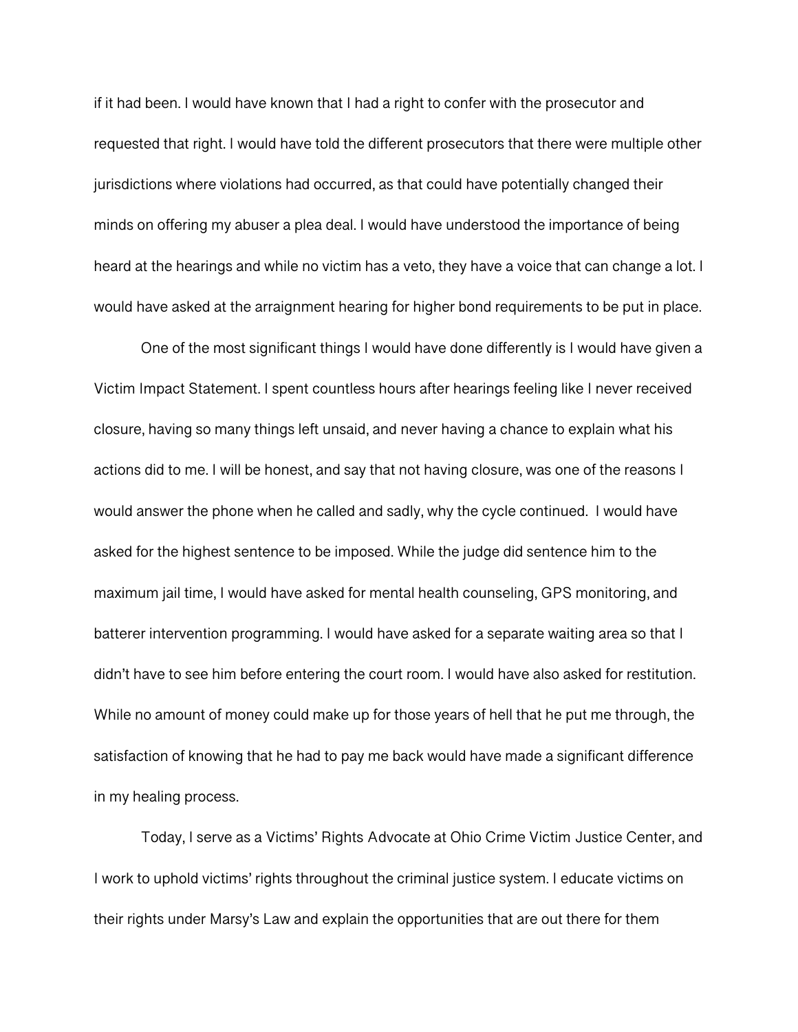if it had been. I would have known that I had a right to confer with the prosecutor and requested that right. I would have told the different prosecutors that there were multiple other jurisdictions where violations had occurred, as that could have potentially changed their minds on offering my abuser a plea deal. I would have understood the importance of being heard at the hearings and while no victim has a veto, they have a voice that can change a lot. I would have asked at the arraignment hearing for higher bond requirements to be put in place.

One of the most significant things I would have done differently is I would have given a Victim Impact Statement. I spent countless hours after hearings feeling like I never received closure, having so many things left unsaid, and never having a chance to explain what his actions did to me. I will be honest, and say that not having closure, was one of the reasons I would answer the phone when he called and sadly, why the cycle continued. I would have asked for the highest sentence to be imposed. While the judge did sentence him to the maximum jail time, I would have asked for mental health counseling, GPS monitoring, and batterer intervention programming. I would have asked for a separate waiting area so that I didn't have to see him before entering the court room. I would have also asked for restitution. While no amount of money could make up for those years of hell that he put me through, the satisfaction of knowing that he had to pay me back would have made a significant difference in my healing process.

Today, I serve as a Victims' Rights Advocate at Ohio Crime Victim Justice Center, and I work to uphold victims' rights throughout the criminal justice system. I educate victims on their rights under Marsy's Law and explain the opportunities that are out there for them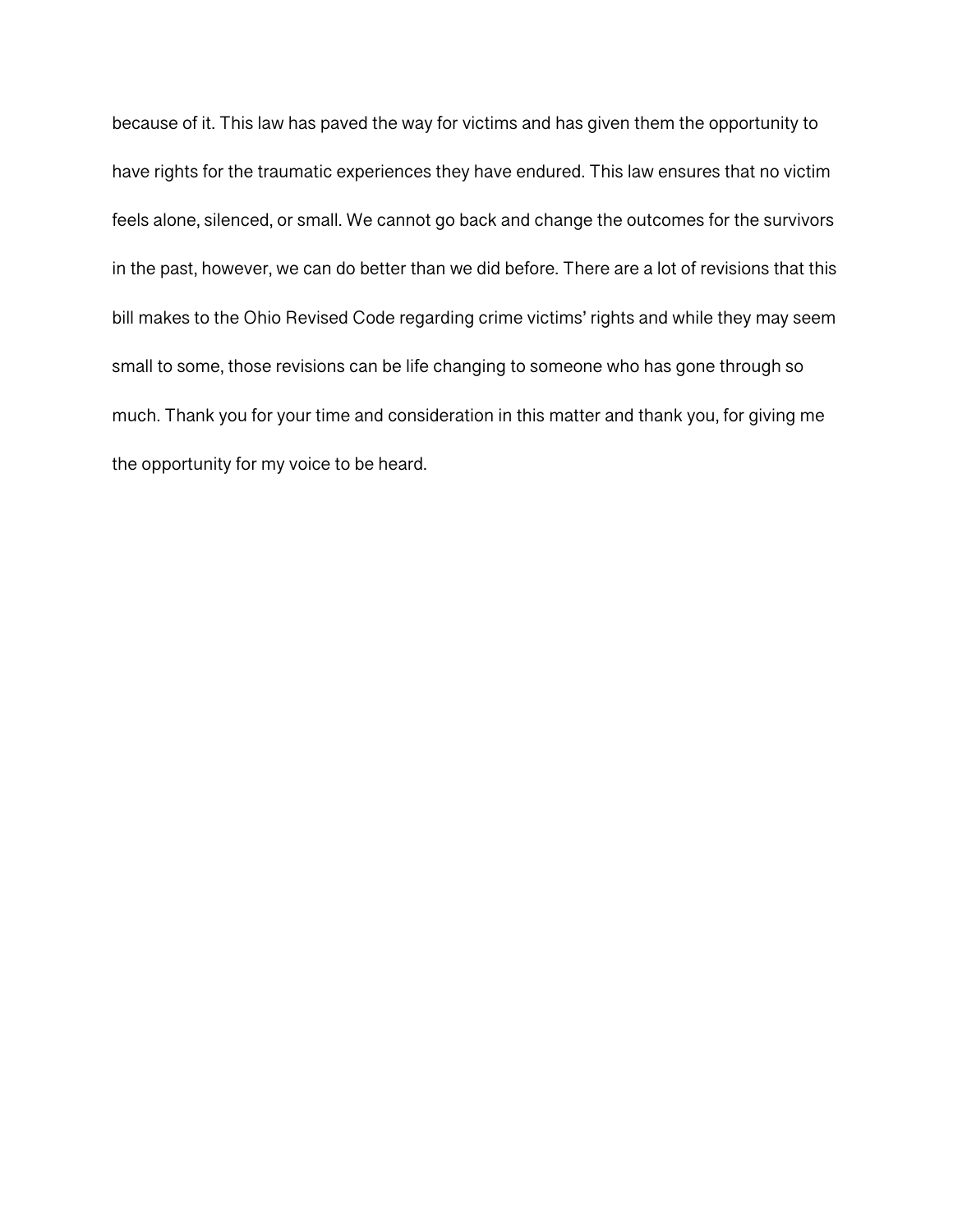because of it. This law has paved the way for victims and has given them the opportunity to have rights for the traumatic experiences they have endured. This law ensures that no victim feels alone, silenced, or small. We cannot go back and change the outcomes for the survivors in the past, however, we can do better than we did before. There are a lot of revisions that this bill makes to the Ohio Revised Code regarding crime victims' rights and while they may seem small to some, those revisions can be life changing to someone who has gone through so much. Thank you for your time and consideration in this matter and thank you, for giving me the opportunity for my voice to be heard.